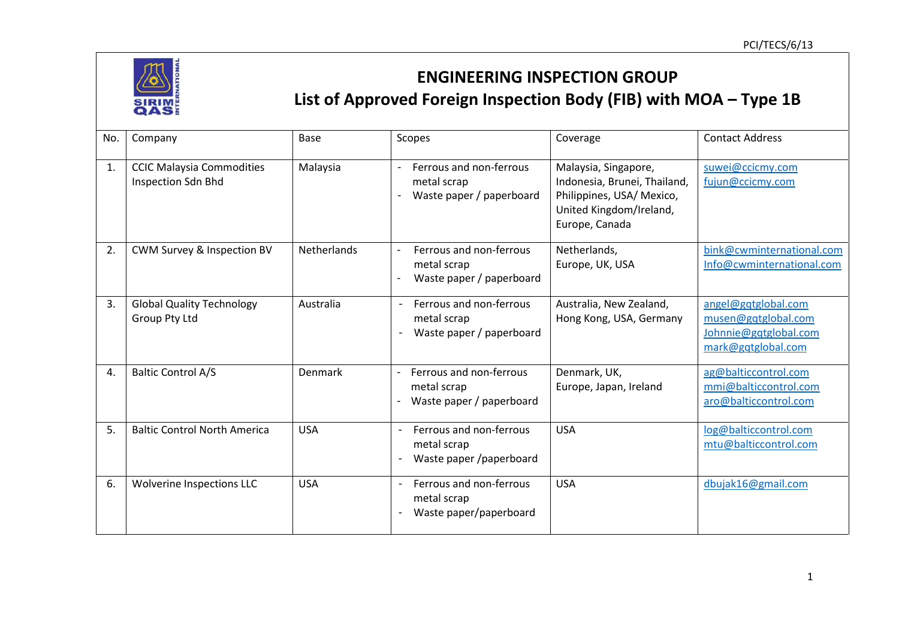PCI/TECS/6/13

# ENGINEERING INSPECTION GROUP

## List of Approved Foreign Inspection Body (FIB) with MOA – Type 1B

| No. | Company | Base | Scopes | Coverage | Contact Address |
|---|---|---|---|---|---|
| 1. | CCIC Malaysia Commodities Inspection Sdn Bhd | Malaysia | - Ferrous and non-ferrous metal scrap<br>- Waste paper / paperboard | Malaysia, Singapore, Indonesia, Brunei, Thailand, Philippines, USA/ Mexico, United Kingdom/Ireland, Europe, Canada | suwei@ccicmy.com<br>fujun@ccicmy.com |
| 2. | CWM Survey & Inspection BV | Netherlands | - Ferrous and non-ferrous metal scrap<br>- Waste paper / paperboard | Netherlands, Europe, UK, USA | bink@cwminternational.com<br>Info@cwminternational.com |
| 3. | Global Quality Technology Group Pty Ltd | Australia | - Ferrous and non-ferrous metal scrap<br>- Waste paper / paperboard | Australia, New Zealand, Hong Kong, USA, Germany | angel@gqtglobal.com<br>musen@gqtglobal.com<br>Johnnie@gqtglobal.com<br>mark@gqtglobal.com |
| 4. | Baltic Control A/S | Denmark | - Ferrous and non-ferrous metal scrap<br>- Waste paper / paperboard | Denmark, UK, Europe, Japan, Ireland | ag@balticcontrol.com<br>mmi@balticcontrol.com<br>aro@balticcontrol.com |
| 5. | Baltic Control North America | USA | - Ferrous and non-ferrous metal scrap<br>- Waste paper /paperboard | USA | log@balticcontrol.com<br>mtu@balticcontrol.com |
| 6. | Wolverine Inspections LLC | USA | - Ferrous and non-ferrous metal scrap<br>- Waste paper/paperboard | USA | dbujak16@gmail.com |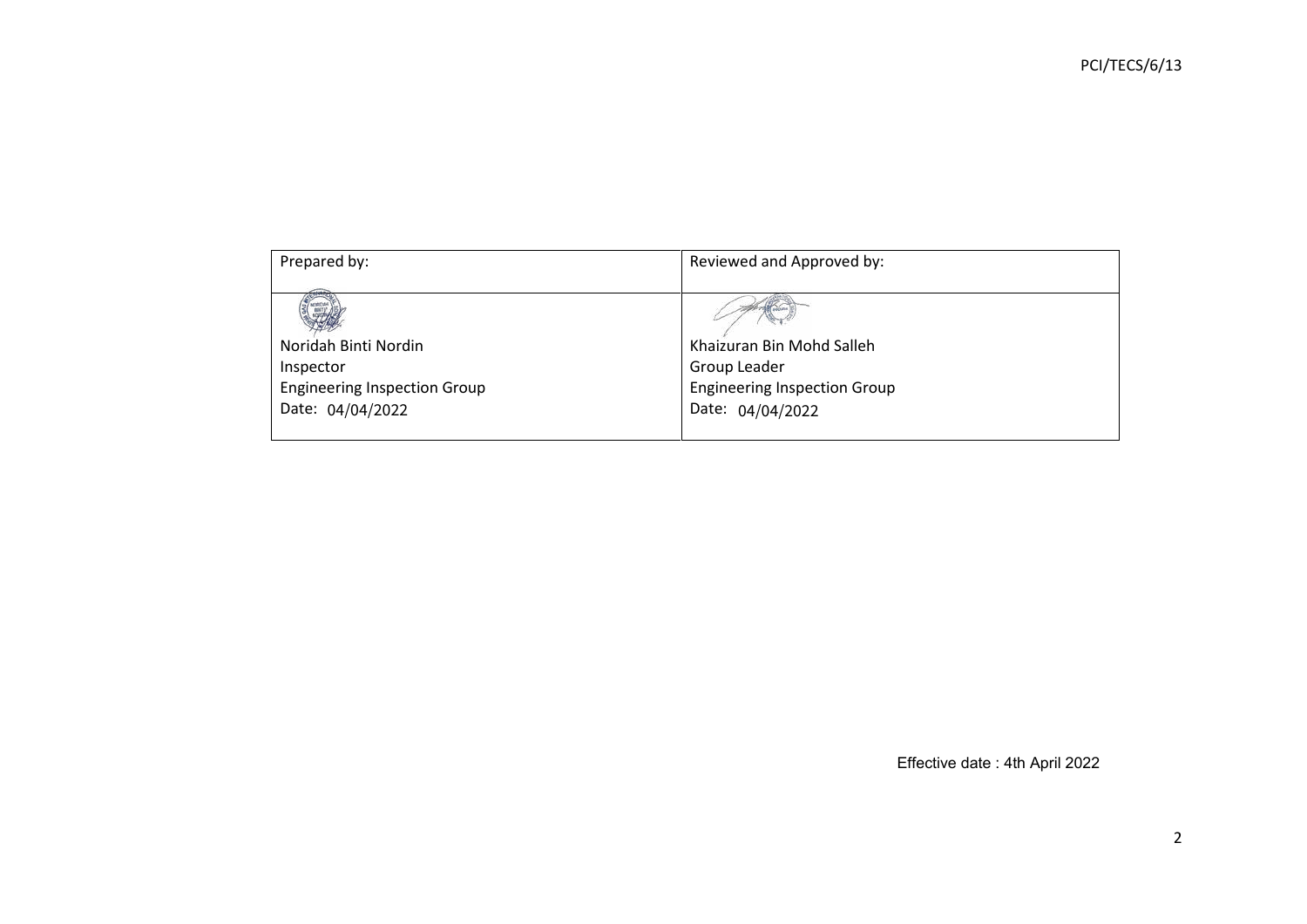| Prepared by: | Reviewed and Approved by: |
| --- | --- |
| Noridah Binti Nordin<br>Inspector<br>Engineering Inspection Group<br>Date: 04/04/2022 | Khaizuran Bin Mohd Salleh<br>Group Leader<br>Engineering Inspection Group<br>Date: 04/04/2022 |

Effective date : 4th April 2022